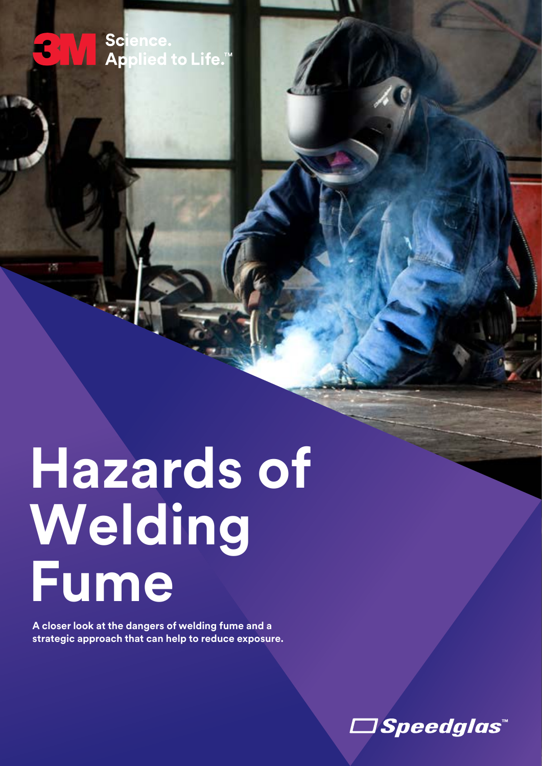3M Science. Applied to Life.™

# Hazards of Welding Fume

**A closer look at the dangers of welding fume and a strategic approach that can help to reduce exposure.**

Speedglas™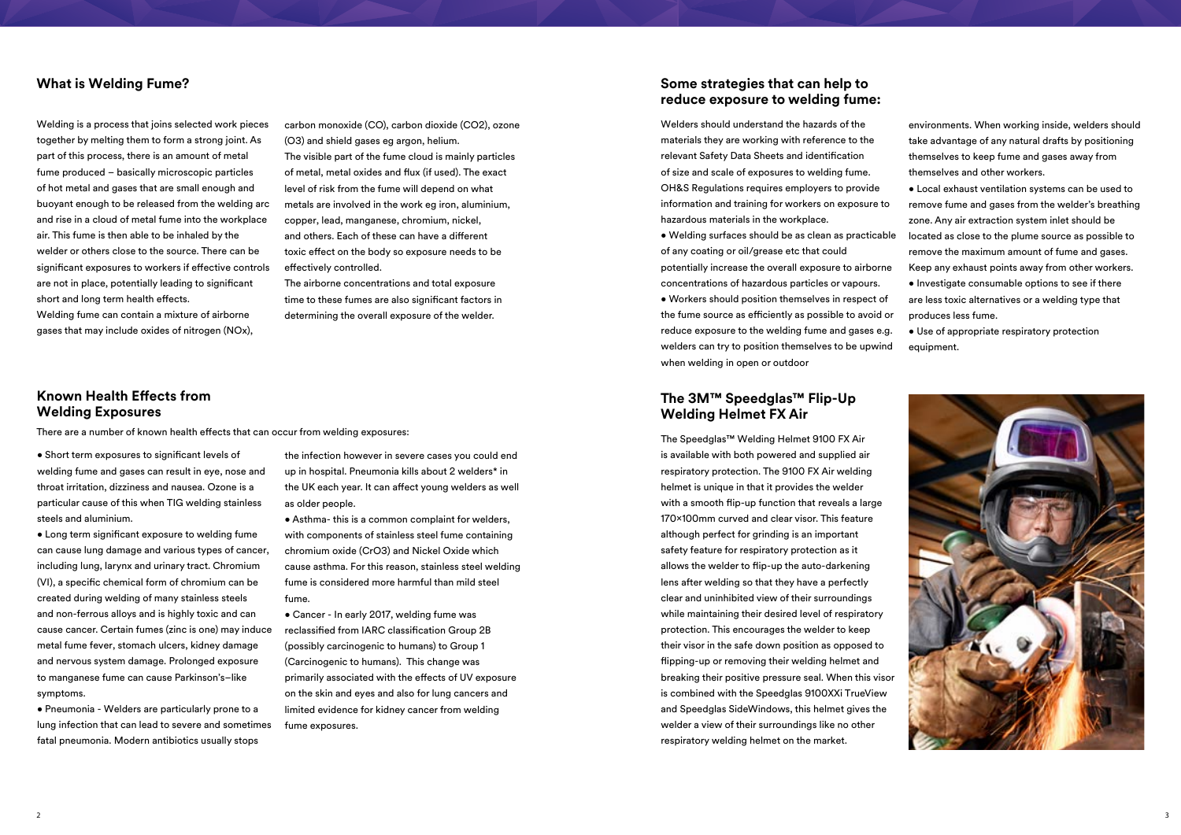## What is Welding Fume?

Welding is a process that joins selected work pieces together by melting them to form a strong joint. As part of this process, there is an amount of metal fume produced – basically microscopic particles of hot metal and gases that are small enough and buoyant enough to be released from the welding arc and rise in a cloud of metal fume into the workplace air. This fume is then able to be inhaled by the welder or others close to the source. There can be significant exposures to workers if effective controls are not in place, potentially leading to significant short and long term health effects.

Welding fume can contain a mixture of airborne gases that may include oxides of nitrogen (NOx), carbon monoxide (CO), carbon dioxide ($CO_2$), ozone ($O_3$) and shield gases eg argon, helium.

The visible part of the fume cloud is mainly particles of metal, metal oxides and flux (if used). The exact level of risk from the fume will depend on what metals are involved in the work eg iron, aluminium, copper, lead, manganese, chromium, nickel, and others. Each of these can have a different toxic effect on the body so exposure needs to be effectively controlled.

The airborne concentrations and total exposure time to these fumes are also significant factors in determining the overall exposure of the welder.

## Known Health Effects from Welding Exposures

There are a number of known health effects that can occur from welding exposures:

- Short term exposures to significant levels of welding fume and gases can result in eye, nose and throat irritation, dizziness and nausea. Ozone is a particular cause of this when TIG welding stainless steels and aluminium.
- Long term significant exposure to welding fume can cause lung damage and various types of cancer, including lung, larynx and urinary tract. Chromium (VI), a specific chemical form of chromium can be created during welding of many stainless steels and non-ferrous alloys and is highly toxic and can cause cancer. Certain fumes (zinc is one) may induce metal fume fever, stomach ulcers, kidney damage and nervous system damage. Prolonged exposure to manganese fume can cause Parkinson's–like symptoms.
- Pneumonia - Welders are particularly prone to a lung infection that can lead to severe and sometimes fatal pneumonia. Modern antibiotics usually stops the infection however in severe cases you could end up in hospital. Pneumonia kills about 2 welders* in the UK each year. It can affect young welders as well as older people.
- Asthma- this is a common complaint for welders, with components of stainless steel fume containing chromium oxide ($CrO_3$) and Nickel Oxide which cause asthma. For this reason, stainless steel welding fume is considered more harmful than mild steel fume.
- Cancer - In early 2017, welding fume was reclassified from IARC classification Group 2B (possibly carcinogenic to humans) to Group 1 (Carcinogenic to humans). This change was primarily associated with the effects of UV exposure on the skin and eyes and also for lung cancers and limited evidence for kidney cancer from welding fume exposures.

## Some strategies that can help to reduce exposure to welding fume:

Welders should understand the hazards of the materials they are working with reference to the relevant Safety Data Sheets and identification of size and scale of exposures to welding fume.

OH&S Regulations requires employers to provide information and training for workers on exposure to hazardous materials in the workplace.

- Welding surfaces should be as clean as practicable of any coating or oil/grease etc that could potentially increase the overall exposure to airborne concentrations of hazardous particles or vapours.
- Workers should position themselves in respect of the fume source as efficiently as possible to avoid or reduce exposure to the welding fume and gases e.g. welders can try to position themselves to be upwind when welding in open or outdoor environments. When working inside, welders should take advantage of any natural drafts by positioning themselves to keep fume and gases away from themselves and other workers.
- Local exhaust ventilation systems can be used to remove fume and gases from the welder's breathing zone. Any air extraction system inlet should be located as close to the plume source as possible to remove the maximum amount of fume and gases. Keep any exhaust points away from other workers.
- Investigate consumable options to see if there are less toxic alternatives or a welding type that produces less fume.
- Use of appropriate respiratory protection equipment.

## The 3M™ Speedglas™ Flip-Up Welding Helmet FX Air

The Speedglas™ Welding Helmet 9100 FX Air is available with both powered and supplied air respiratory protection. The 9100 FX Air welding helmet is unique in that it provides the welder with a smooth flip-up function that reveals a large 170×100mm curved and clear visor. This feature although perfect for grinding is an important safety feature for respiratory protection as it allows the welder to flip-up the auto-darkening lens after welding so that they have a perfectly clear and uninhibited view of their surroundings while maintaining their desired level of respiratory protection. This encourages the welder to keep their visor in the safe down position as opposed to flipping-up or removing their welding helmet and breaking their positive pressure seal. When this visor is combined with the Speedglas 9100XXi TrueView and Speedglas SideWindows, this helmet gives the welder a view of their surroundings like no other respiratory welding helmet on the market.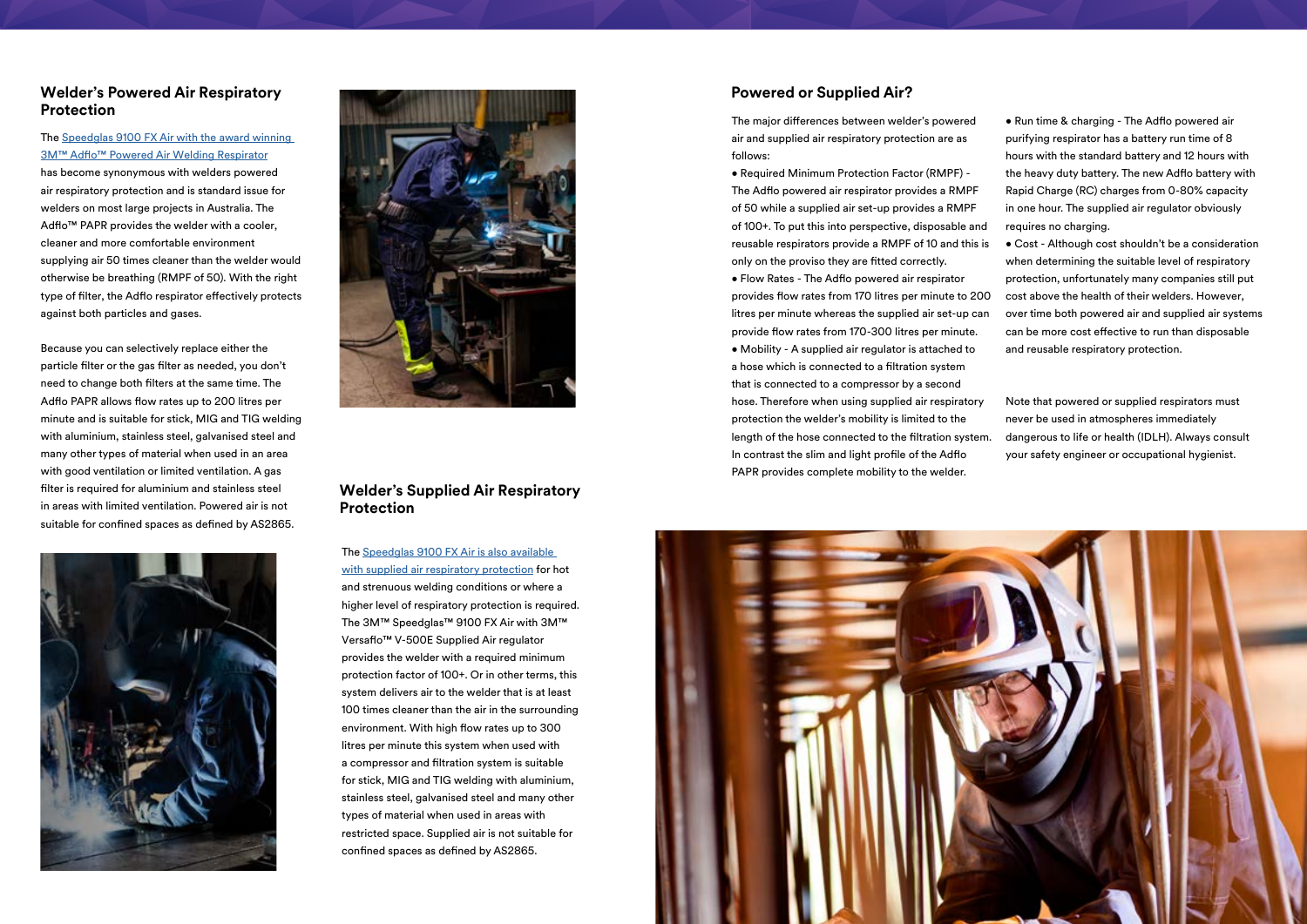## Welder's Powered Air Respiratory Protection

The Speedglas 9100 FX Air with the award winning 3M™ Adflo™ Powered Air Welding Respirator has become synonymous with welders powered air respiratory protection and is standard issue for welders on most large projects in Australia. The Adflo™ PAPR provides the welder with a cooler, cleaner and more comfortable environment supplying air 50 times cleaner than the welder would otherwise be breathing (RMPF of 50). With the right type of filter, the Adflo respirator effectively protects against both particles and gases.

Because you can selectively replace either the particle filter or the gas filter as needed, you don't need to change both filters at the same time. The Adflo PAPR allows flow rates up to 200 litres per minute and is suitable for stick, MIG and TIG welding with aluminium, stainless steel, galvanised steel and many other types of material when used in an area with good ventilation or limited ventilation. A gas filter is required for aluminium and stainless steel in areas with limited ventilation. Powered air is not suitable for confined spaces as defined by AS2865.

## Welder's Supplied Air Respiratory Protection

The Speedglas 9100 FX Air is also available with supplied air respiratory protection for hot and strenuous welding conditions or where a higher level of respiratory protection is required. The 3M™ Speedglas™ 9100 FX Air with 3M™ Versaflo™ V-500E Supplied Air regulator provides the welder with a required minimum protection factor of 100+. Or in other terms, this system delivers air to the welder that is at least 100 times cleaner than the air in the surrounding environment. With high flow rates up to 300 litres per minute this system when used with a compressor and filtration system is suitable for stick, MIG and TIG welding with aluminium, stainless steel, galvanised steel and many other types of material when used in areas with restricted space. Supplied air is not suitable for confined spaces as defined by AS2865.

## Powered or Supplied Air?

The major differences between welder's powered air and supplied air respiratory protection are as follows:

- Required Minimum Protection Factor (RMPF) - The Adflo powered air respirator provides a RMPF of 50 while a supplied air set-up provides a RMPF of 100+. To put this into perspective, disposable and reusable respirators provide a RMPF of 10 and this is only on the proviso they are fitted correctly.
- Flow Rates - The Adflo powered air respirator provides flow rates from 170 litres per minute to 200 litres per minute whereas the supplied air set-up can provide flow rates from 170-300 litres per minute.
- Mobility - A supplied air regulator is attached to a hose which is connected to a filtration system that is connected to a compressor by a second hose. Therefore when using supplied air respiratory protection the welder's mobility is limited to the length of the hose connected to the filtration system. In contrast the slim and light profile of the Adflo PAPR provides complete mobility to the welder.
- Run time & charging - The Adflo powered air purifying respirator has a battery run time of 8 hours with the standard battery and 12 hours with the heavy duty battery. The new Adflo battery with Rapid Charge (RC) charges from 0-80% capacity in one hour. The supplied air regulator obviously requires no charging.
- Cost - Although cost shouldn't be a consideration when determining the suitable level of respiratory protection, unfortunately many companies still put cost above the health of their welders. However, over time both powered air and supplied air systems can be more cost effective to run than disposable and reusable respiratory protection.

Note that powered or supplied respirators must never be used in atmospheres immediately dangerous to life or health (IDLH). Always consult your safety engineer or occupational hygienist.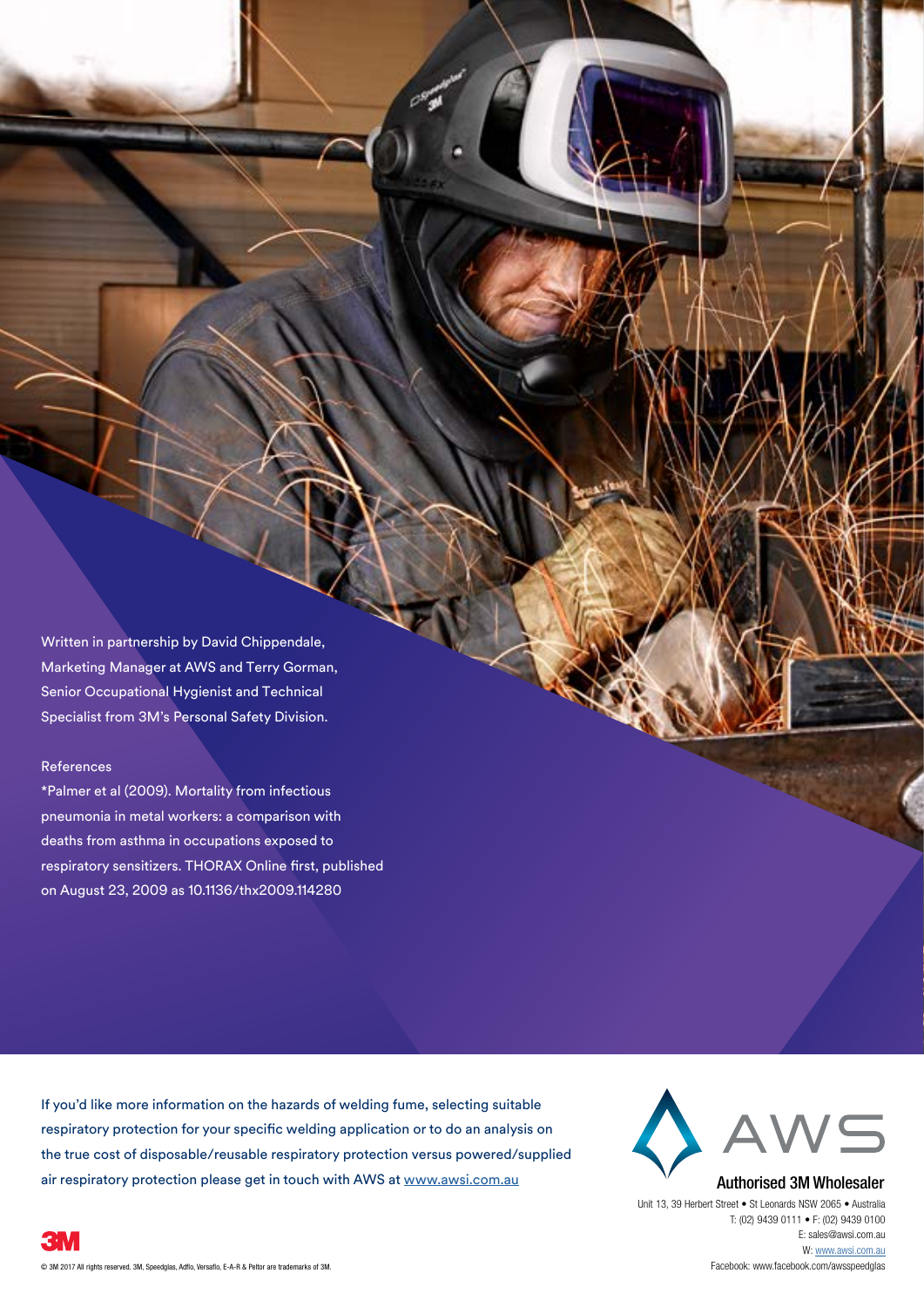Written in partnership by David Chippendale, Marketing Manager at AWS and Terry Gorman, Senior Occupational Hygienist and Technical Specialist from 3M's Personal Safety Division.

References

*Palmer et al (2009). Mortality from infectious pneumonia in metal workers: a comparison with deaths from asthma in occupations exposed to respiratory sensitizers. THORAX Online first, published on August 23, 2009 as 10.1136/thx2009.114280

If you'd like more information on the hazards of welding fume, selecting suitable respiratory protection for your specific welding application or to do an analysis on the true cost of disposable/reusable respiratory protection versus powered/supplied air respiratory protection please get in touch with AWS at www.awsi.com.au

AWS

**Authorised 3M Wholesaler**

Unit 13, 39 Herbert Street • St Leonards NSW 2065 • Australia
T: (02) 9439 0111 • F: (02) 9439 0100
E: sales@awsi.com.au
W: www.awsi.com.au
Facebook: www.facebook.com/awsspeedglas

3M

© 3M 2017 All rights reserved. 3M, Speedglas, Adflo, Versaflo, E-A-R & Peltor are trademarks of 3M.